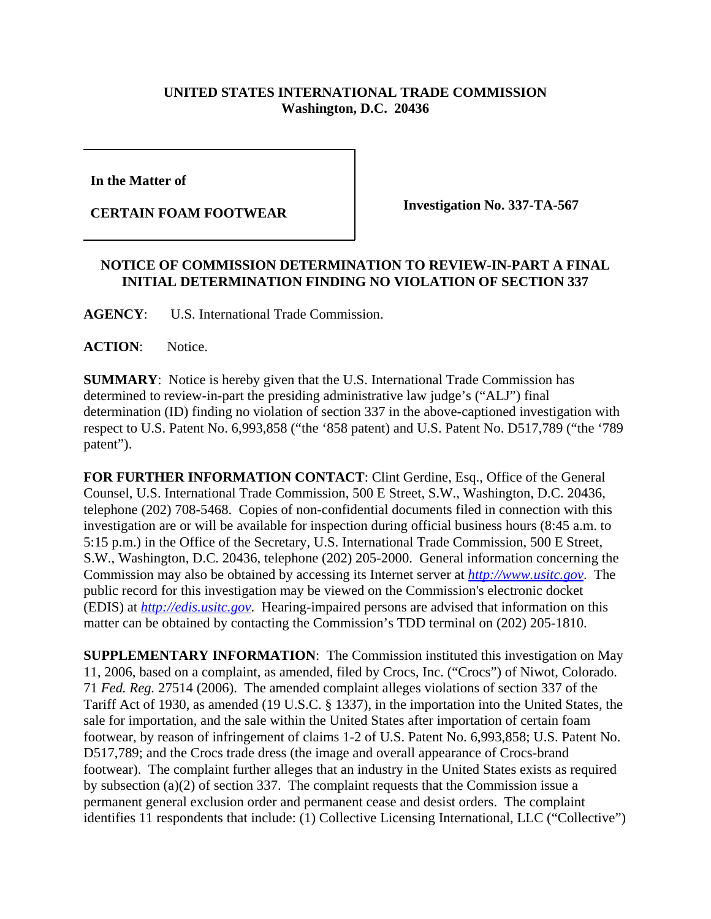**UNITED STATES INTERNATIONAL TRADE COMMISSION**
**Washington, D.C. 20436**

| | |
|---|---|
| **In the Matter of**<br><br>**CERTAIN FOAM FOOTWEAR** | **Investigation No. 337-TA-567** |

**NOTICE OF COMMISSION DETERMINATION TO REVIEW-IN-PART A FINAL INITIAL DETERMINATION FINDING NO VIOLATION OF SECTION 337**

**AGENCY**: U.S. International Trade Commission.

**ACTION**: Notice.

**SUMMARY**: Notice is hereby given that the U.S. International Trade Commission has determined to review-in-part the presiding administrative law judge's ("ALJ") final determination (ID) finding no violation of section 337 in the above-captioned investigation with respect to U.S. Patent No. 6,993,858 ("the '858 patent) and U.S. Patent No. D517,789 ("the '789 patent").

**FOR FURTHER INFORMATION CONTACT**: Clint Gerdine, Esq., Office of the General Counsel, U.S. International Trade Commission, 500 E Street, S.W., Washington, D.C. 20436, telephone (202) 708-5468. Copies of non-confidential documents filed in connection with this investigation are or will be available for inspection during official business hours (8:45 a.m. to 5:15 p.m.) in the Office of the Secretary, U.S. International Trade Commission, 500 E Street, S.W., Washington, D.C. 20436, telephone (202) 205-2000. General information concerning the Commission may also be obtained by accessing its Internet server at *http://www.usitc.gov*. The public record for this investigation may be viewed on the Commission's electronic docket (EDIS) at *http://edis.usitc.gov*. Hearing-impaired persons are advised that information on this matter can be obtained by contacting the Commission's TDD terminal on (202) 205-1810.

**SUPPLEMENTARY INFORMATION**: The Commission instituted this investigation on May 11, 2006, based on a complaint, as amended, filed by Crocs, Inc. ("Crocs") of Niwot, Colorado. 71 *Fed. Reg.* 27514 (2006). The amended complaint alleges violations of section 337 of the Tariff Act of 1930, as amended (19 U.S.C. § 1337), in the importation into the United States, the sale for importation, and the sale within the United States after importation of certain foam footwear, by reason of infringement of claims 1-2 of U.S. Patent No. 6,993,858; U.S. Patent No. D517,789; and the Crocs trade dress (the image and overall appearance of Crocs-brand footwear). The complaint further alleges that an industry in the United States exists as required by subsection (a)(2) of section 337. The complaint requests that the Commission issue a permanent general exclusion order and permanent cease and desist orders. The complaint identifies 11 respondents that include: (1) Collective Licensing International, LLC ("Collective")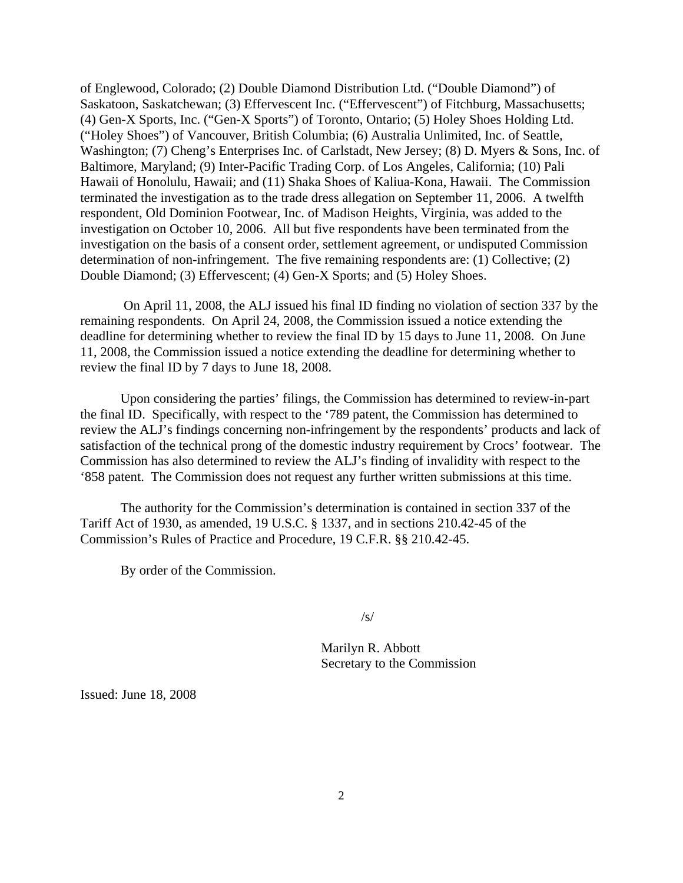of Englewood, Colorado; (2) Double Diamond Distribution Ltd. ("Double Diamond") of Saskatoon, Saskatchewan; (3) Effervescent Inc. ("Effervescent") of Fitchburg, Massachusetts; (4) Gen-X Sports, Inc. ("Gen-X Sports") of Toronto, Ontario; (5) Holey Shoes Holding Ltd. ("Holey Shoes") of Vancouver, British Columbia; (6) Australia Unlimited, Inc. of Seattle, Washington; (7) Cheng's Enterprises Inc. of Carlstadt, New Jersey; (8) D. Myers & Sons, Inc. of Baltimore, Maryland; (9) Inter-Pacific Trading Corp. of Los Angeles, California; (10) Pali Hawaii of Honolulu, Hawaii; and (11) Shaka Shoes of Kaliua-Kona, Hawaii. The Commission terminated the investigation as to the trade dress allegation on September 11, 2006. A twelfth respondent, Old Dominion Footwear, Inc. of Madison Heights, Virginia, was added to the investigation on October 10, 2006. All but five respondents have been terminated from the investigation on the basis of a consent order, settlement agreement, or undisputed Commission determination of non-infringement. The five remaining respondents are: (1) Collective; (2) Double Diamond; (3) Effervescent; (4) Gen-X Sports; and (5) Holey Shoes.

On April 11, 2008, the ALJ issued his final ID finding no violation of section 337 by the remaining respondents. On April 24, 2008, the Commission issued a notice extending the deadline for determining whether to review the final ID by 15 days to June 11, 2008. On June 11, 2008, the Commission issued a notice extending the deadline for determining whether to review the final ID by 7 days to June 18, 2008.

Upon considering the parties' filings, the Commission has determined to review-in-part the final ID. Specifically, with respect to the '789 patent, the Commission has determined to review the ALJ's findings concerning non-infringement by the respondents' products and lack of satisfaction of the technical prong of the domestic industry requirement by Crocs' footwear. The Commission has also determined to review the ALJ's finding of invalidity with respect to the '858 patent. The Commission does not request any further written submissions at this time.

The authority for the Commission's determination is contained in section 337 of the Tariff Act of 1930, as amended, 19 U.S.C. § 1337, and in sections 210.42-45 of the Commission's Rules of Practice and Procedure, 19 C.F.R. §§ 210.42-45.

By order of the Commission.

/s/

Marilyn R. Abbott
Secretary to the Commission

Issued: June 18, 2008